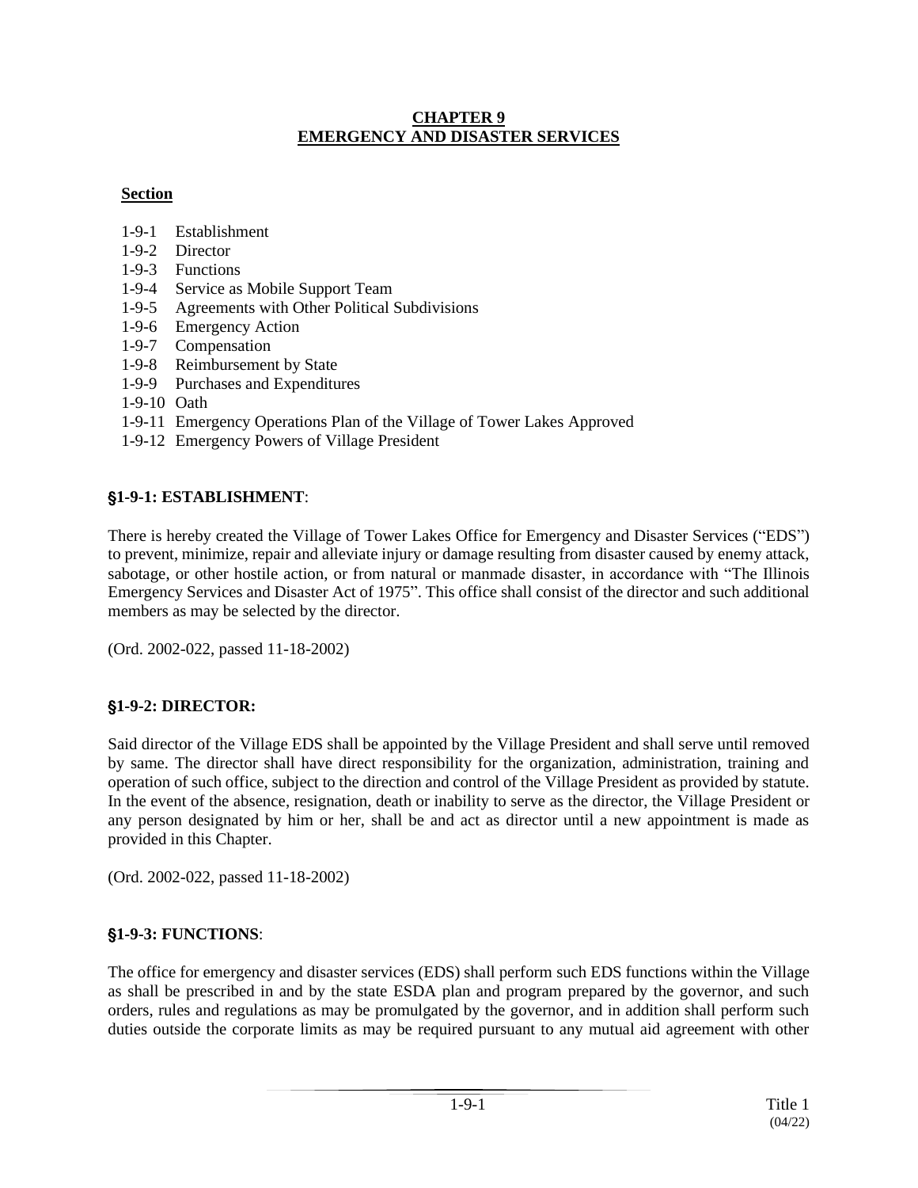# CHAPTER 9
# EMERGENCY AND DISASTER SERVICES

**Section**

1-9-1 Establishment
1-9-2 Director
1-9-3 Functions
1-9-4 Service as Mobile Support Team
1-9-5 Agreements with Other Political Subdivisions
1-9-6 Emergency Action
1-9-7 Compensation
1-9-8 Reimbursement by State
1-9-9 Purchases and Expenditures
1-9-10 Oath
1-9-11 Emergency Operations Plan of the Village of Tower Lakes Approved
1-9-12 Emergency Powers of Village President

## §1-9-1: ESTABLISHMENT:

There is hereby created the Village of Tower Lakes Office for Emergency and Disaster Services ("EDS") to prevent, minimize, repair and alleviate injury or damage resulting from disaster caused by enemy attack, sabotage, or other hostile action, or from natural or manmade disaster, in accordance with "The Illinois Emergency Services and Disaster Act of 1975". This office shall consist of the director and such additional members as may be selected by the director.

(Ord. 2002-022, passed 11-18-2002)

## §1-9-2: DIRECTOR:

Said director of the Village EDS shall be appointed by the Village President and shall serve until removed by same. The director shall have direct responsibility for the organization, administration, training and operation of such office, subject to the direction and control of the Village President as provided by statute. In the event of the absence, resignation, death or inability to serve as the director, the Village President or any person designated by him or her, shall be and act as director until a new appointment is made as provided in this Chapter.

(Ord. 2002-022, passed 11-18-2002)

## §1-9-3: FUNCTIONS:

The office for emergency and disaster services (EDS) shall perform such EDS functions within the Village as shall be prescribed in and by the state ESDA plan and program prepared by the governor, and such orders, rules and regulations as may be promulgated by the governor, and in addition shall perform such duties outside the corporate limits as may be required pursuant to any mutual aid agreement with other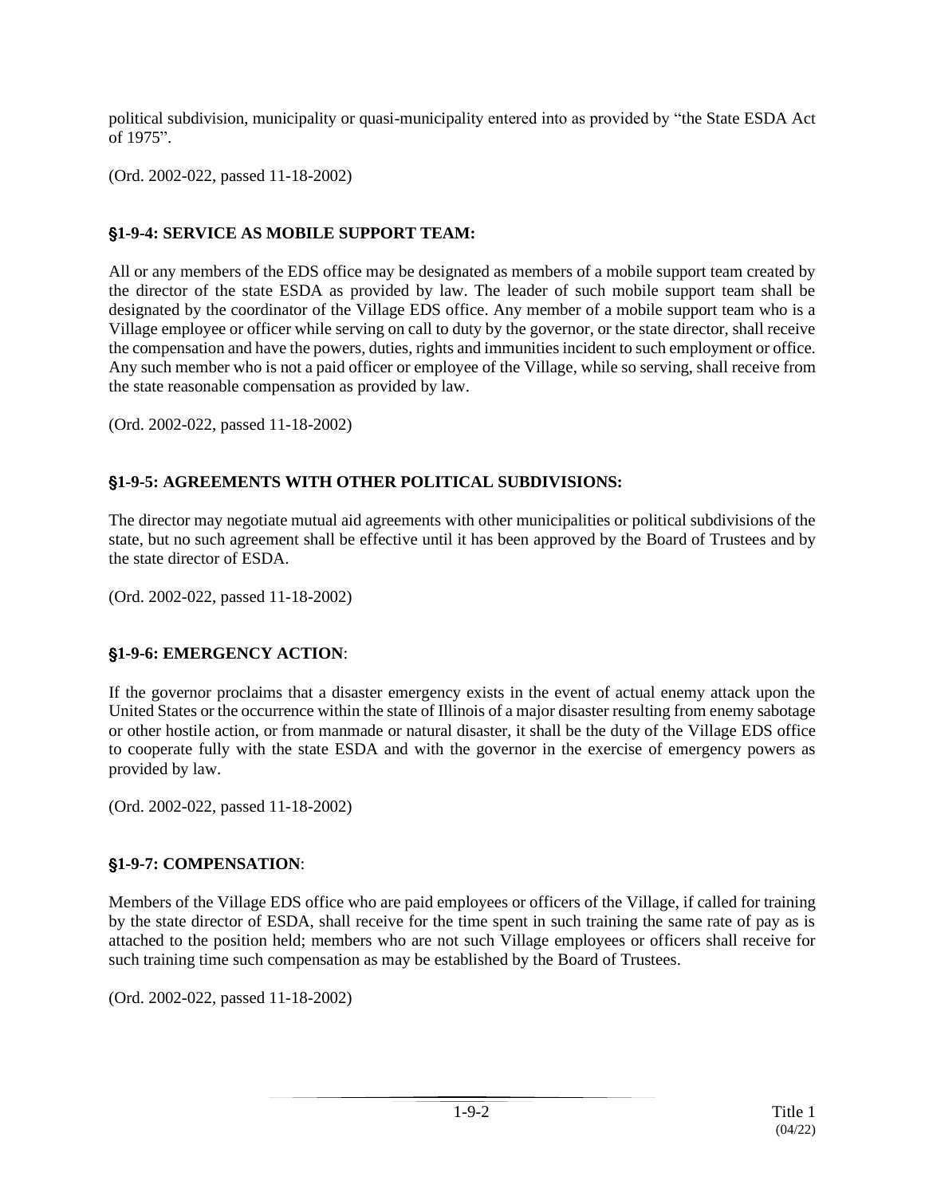political subdivision, municipality or quasi-municipality entered into as provided by "the State ESDA Act of 1975".

(Ord. 2002-022, passed 11-18-2002)

## §1-9-4: SERVICE AS MOBILE SUPPORT TEAM:

All or any members of the EDS office may be designated as members of a mobile support team created by the director of the state ESDA as provided by law. The leader of such mobile support team shall be designated by the coordinator of the Village EDS office. Any member of a mobile support team who is a Village employee or officer while serving on call to duty by the governor, or the state director, shall receive the compensation and have the powers, duties, rights and immunities incident to such employment or office. Any such member who is not a paid officer or employee of the Village, while so serving, shall receive from the state reasonable compensation as provided by law.

(Ord. 2002-022, passed 11-18-2002)

## §1-9-5: AGREEMENTS WITH OTHER POLITICAL SUBDIVISIONS:

The director may negotiate mutual aid agreements with other municipalities or political subdivisions of the state, but no such agreement shall be effective until it has been approved by the Board of Trustees and by the state director of ESDA.

(Ord. 2002-022, passed 11-18-2002)

## §1-9-6: EMERGENCY ACTION:

If the governor proclaims that a disaster emergency exists in the event of actual enemy attack upon the United States or the occurrence within the state of Illinois of a major disaster resulting from enemy sabotage or other hostile action, or from manmade or natural disaster, it shall be the duty of the Village EDS office to cooperate fully with the state ESDA and with the governor in the exercise of emergency powers as provided by law.

(Ord. 2002-022, passed 11-18-2002)

## §1-9-7: COMPENSATION:

Members of the Village EDS office who are paid employees or officers of the Village, if called for training by the state director of ESDA, shall receive for the time spent in such training the same rate of pay as is attached to the position held; members who are not such Village employees or officers shall receive for such training time such compensation as may be established by the Board of Trustees.

(Ord. 2002-022, passed 11-18-2002)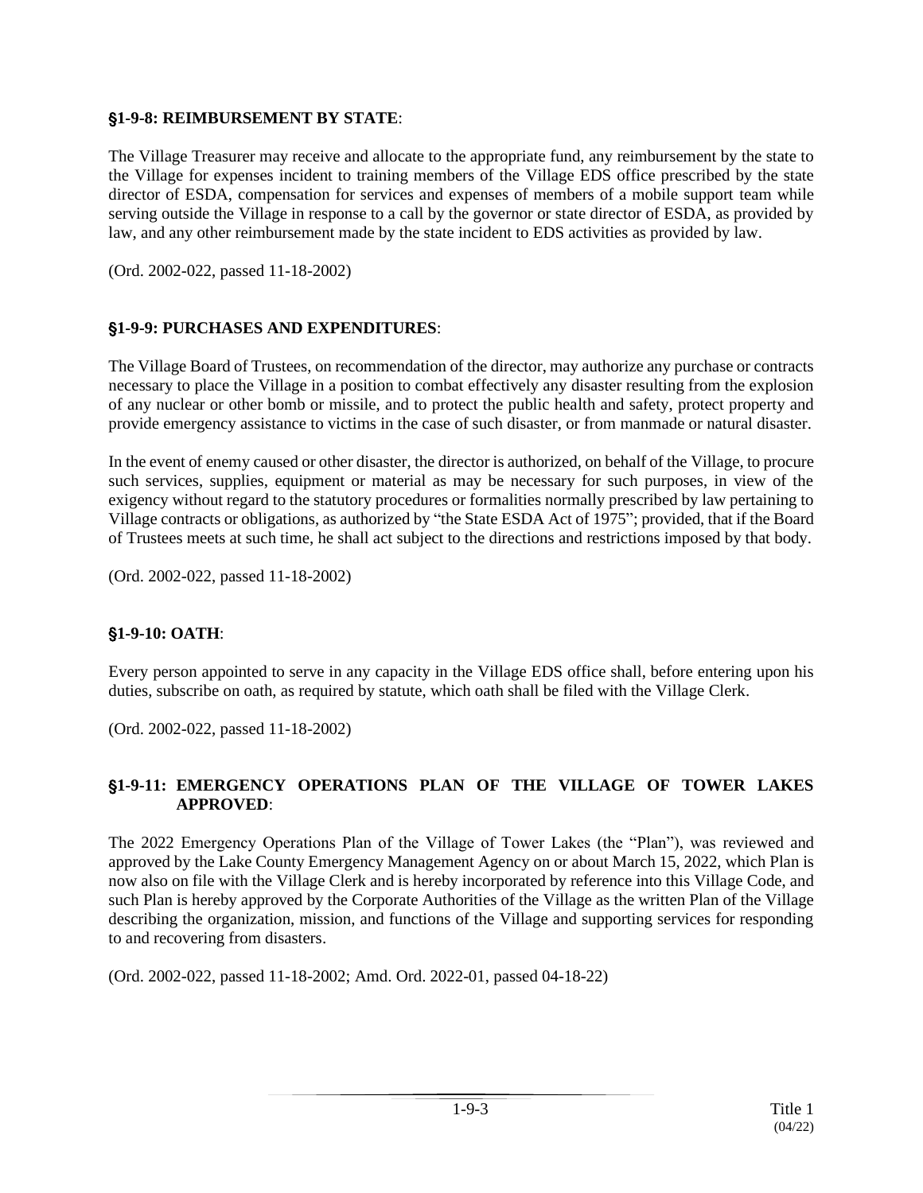### §1-9-8: REIMBURSEMENT BY STATE:

The Village Treasurer may receive and allocate to the appropriate fund, any reimbursement by the state to the Village for expenses incident to training members of the Village EDS office prescribed by the state director of ESDA, compensation for services and expenses of members of a mobile support team while serving outside the Village in response to a call by the governor or state director of ESDA, as provided by law, and any other reimbursement made by the state incident to EDS activities as provided by law.

(Ord. 2002-022, passed 11-18-2002)

### §1-9-9: PURCHASES AND EXPENDITURES:

The Village Board of Trustees, on recommendation of the director, may authorize any purchase or contracts necessary to place the Village in a position to combat effectively any disaster resulting from the explosion of any nuclear or other bomb or missile, and to protect the public health and safety, protect property and provide emergency assistance to victims in the case of such disaster, or from manmade or natural disaster.

In the event of enemy caused or other disaster, the director is authorized, on behalf of the Village, to procure such services, supplies, equipment or material as may be necessary for such purposes, in view of the exigency without regard to the statutory procedures or formalities normally prescribed by law pertaining to Village contracts or obligations, as authorized by "the State ESDA Act of 1975"; provided, that if the Board of Trustees meets at such time, he shall act subject to the directions and restrictions imposed by that body.

(Ord. 2002-022, passed 11-18-2002)

### §1-9-10: OATH:

Every person appointed to serve in any capacity in the Village EDS office shall, before entering upon his duties, subscribe on oath, as required by statute, which oath shall be filed with the Village Clerk.

(Ord. 2002-022, passed 11-18-2002)

### §1-9-11: EMERGENCY OPERATIONS PLAN OF THE VILLAGE OF TOWER LAKES APPROVED:

The 2022 Emergency Operations Plan of the Village of Tower Lakes (the "Plan"), was reviewed and approved by the Lake County Emergency Management Agency on or about March 15, 2022, which Plan is now also on file with the Village Clerk and is hereby incorporated by reference into this Village Code, and such Plan is hereby approved by the Corporate Authorities of the Village as the written Plan of the Village describing the organization, mission, and functions of the Village and supporting services for responding to and recovering from disasters.

(Ord. 2002-022, passed 11-18-2002; Amd. Ord. 2022-01, passed 04-18-22)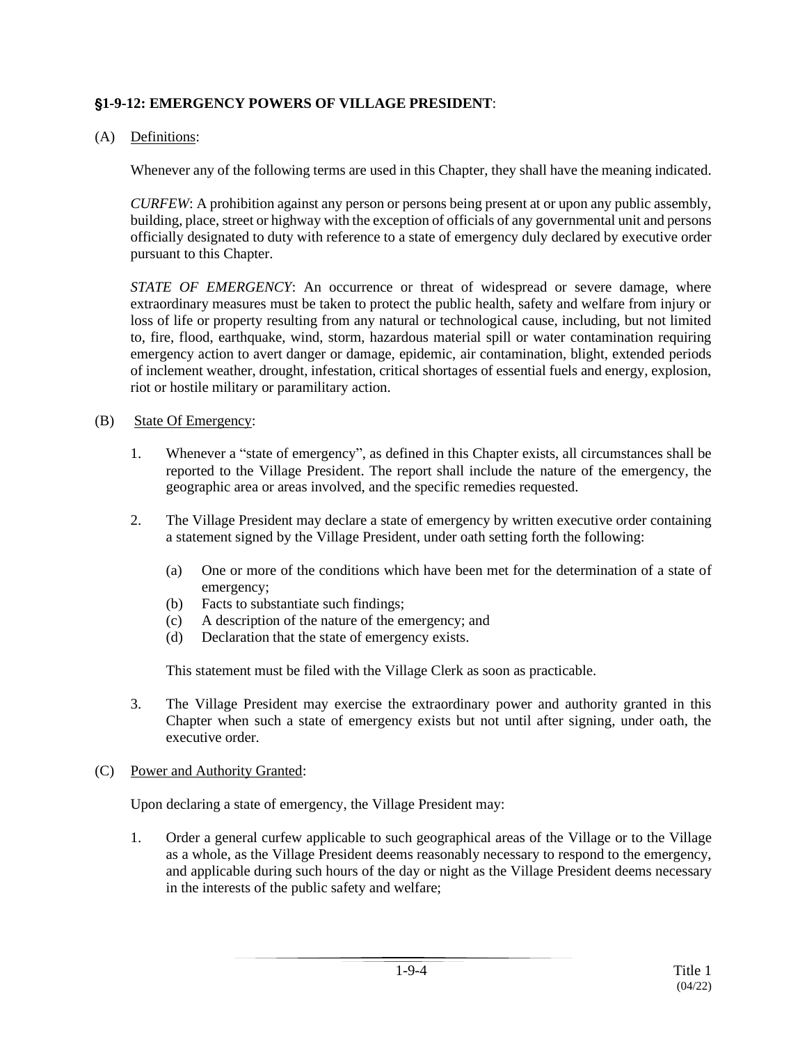## §1-9-12: EMERGENCY POWERS OF VILLAGE PRESIDENT:

(A) Definitions:

Whenever any of the following terms are used in this Chapter, they shall have the meaning indicated.

*CURFEW*: A prohibition against any person or persons being present at or upon any public assembly, building, place, street or highway with the exception of officials of any governmental unit and persons officially designated to duty with reference to a state of emergency duly declared by executive order pursuant to this Chapter.

*STATE OF EMERGENCY*: An occurrence or threat of widespread or severe damage, where extraordinary measures must be taken to protect the public health, safety and welfare from injury or loss of life or property resulting from any natural or technological cause, including, but not limited to, fire, flood, earthquake, wind, storm, hazardous material spill or water contamination requiring emergency action to avert danger or damage, epidemic, air contamination, blight, extended periods of inclement weather, drought, infestation, critical shortages of essential fuels and energy, explosion, riot or hostile military or paramilitary action.

(B) State Of Emergency:

1. Whenever a "state of emergency", as defined in this Chapter exists, all circumstances shall be reported to the Village President. The report shall include the nature of the emergency, the geographic area or areas involved, and the specific remedies requested.

2. The Village President may declare a state of emergency by written executive order containing a statement signed by the Village President, under oath setting forth the following:

   (a) One or more of the conditions which have been met for the determination of a state of emergency;
   (b) Facts to substantiate such findings;
   (c) A description of the nature of the emergency; and
   (d) Declaration that the state of emergency exists.

   This statement must be filed with the Village Clerk as soon as practicable.

3. The Village President may exercise the extraordinary power and authority granted in this Chapter when such a state of emergency exists but not until after signing, under oath, the executive order.

(C) Power and Authority Granted:

Upon declaring a state of emergency, the Village President may:

1. Order a general curfew applicable to such geographical areas of the Village or to the Village as a whole, as the Village President deems reasonably necessary to respond to the emergency, and applicable during such hours of the day or night as the Village President deems necessary in the interests of the public safety and welfare;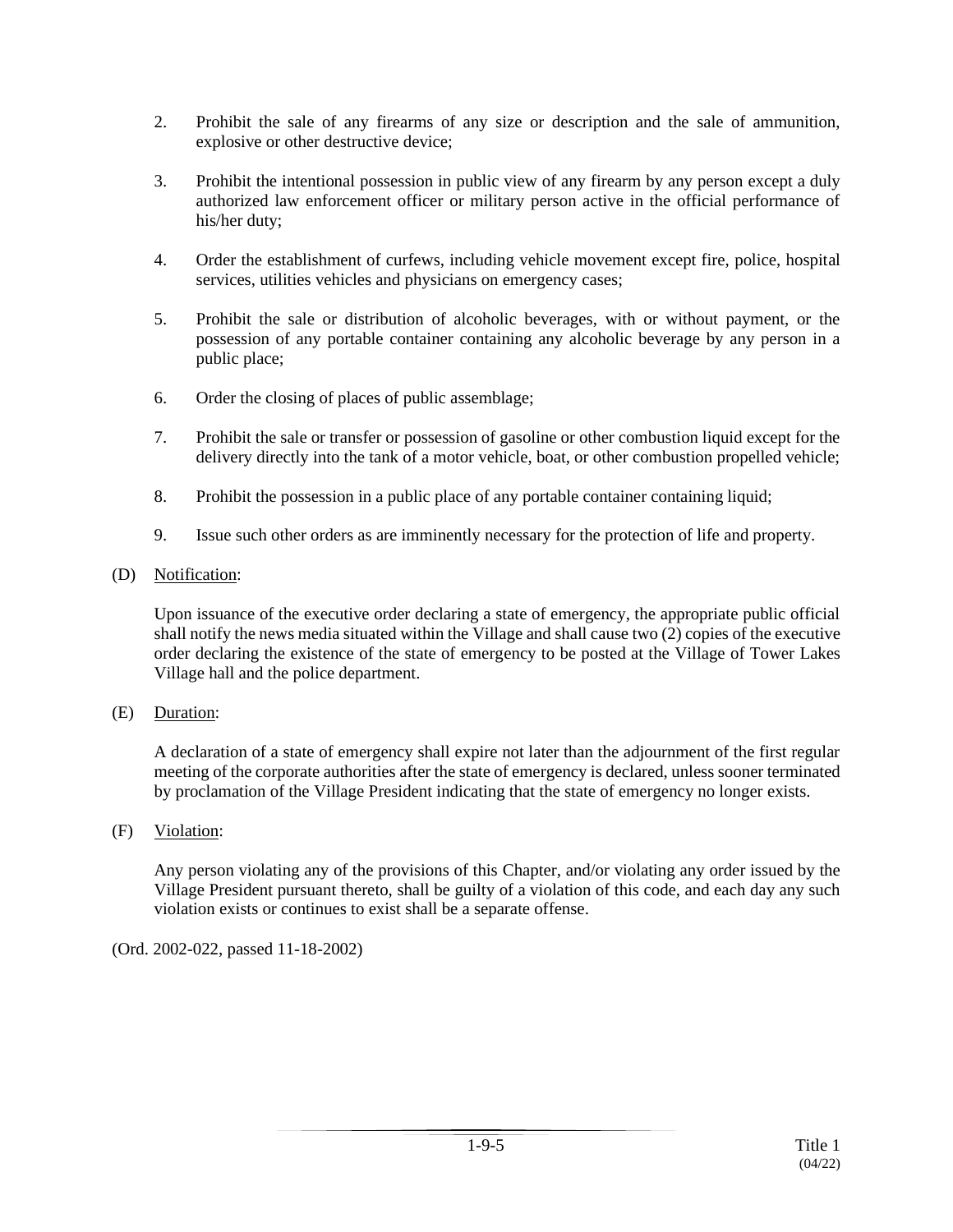2. Prohibit the sale of any firearms of any size or description and the sale of ammunition, explosive or other destructive device;

3. Prohibit the intentional possession in public view of any firearm by any person except a duly authorized law enforcement officer or military person active in the official performance of his/her duty;

4. Order the establishment of curfews, including vehicle movement except fire, police, hospital services, utilities vehicles and physicians on emergency cases;

5. Prohibit the sale or distribution of alcoholic beverages, with or without payment, or the possession of any portable container containing any alcoholic beverage by any person in a public place;

6. Order the closing of places of public assemblage;

7. Prohibit the sale or transfer or possession of gasoline or other combustion liquid except for the delivery directly into the tank of a motor vehicle, boat, or other combustion propelled vehicle;

8. Prohibit the possession in a public place of any portable container containing liquid;

9. Issue such other orders as are imminently necessary for the protection of life and property.

(D) Notification:

Upon issuance of the executive order declaring a state of emergency, the appropriate public official shall notify the news media situated within the Village and shall cause two (2) copies of the executive order declaring the existence of the state of emergency to be posted at the Village of Tower Lakes Village hall and the police department.

(E) Duration:

A declaration of a state of emergency shall expire not later than the adjournment of the first regular meeting of the corporate authorities after the state of emergency is declared, unless sooner terminated by proclamation of the Village President indicating that the state of emergency no longer exists.

(F) Violation:

Any person violating any of the provisions of this Chapter, and/or violating any order issued by the Village President pursuant thereto, shall be guilty of a violation of this code, and each day any such violation exists or continues to exist shall be a separate offense.

(Ord. 2002-022, passed 11-18-2002)